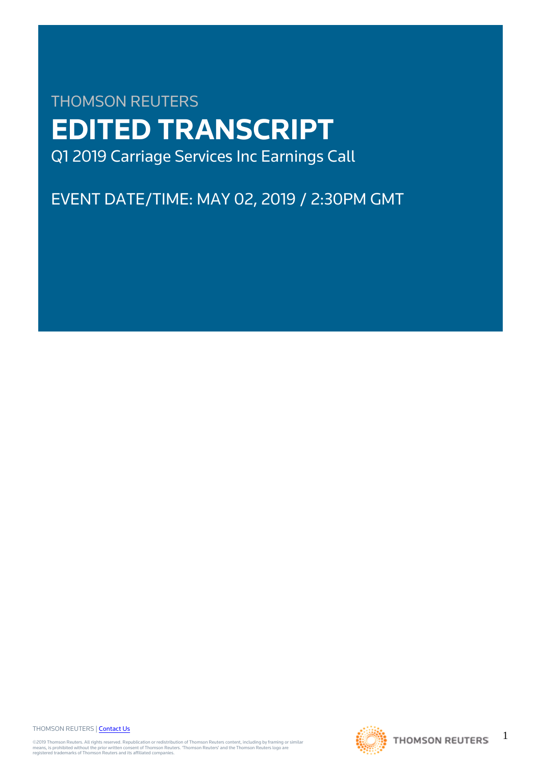THOMSON REUTERS

# EDITED TRANSCRIPT

Q1 2019 Carriage Services Inc Earnings Call

EVENT DATE/TIME: MAY 02, 2019 / 2:30PM GMT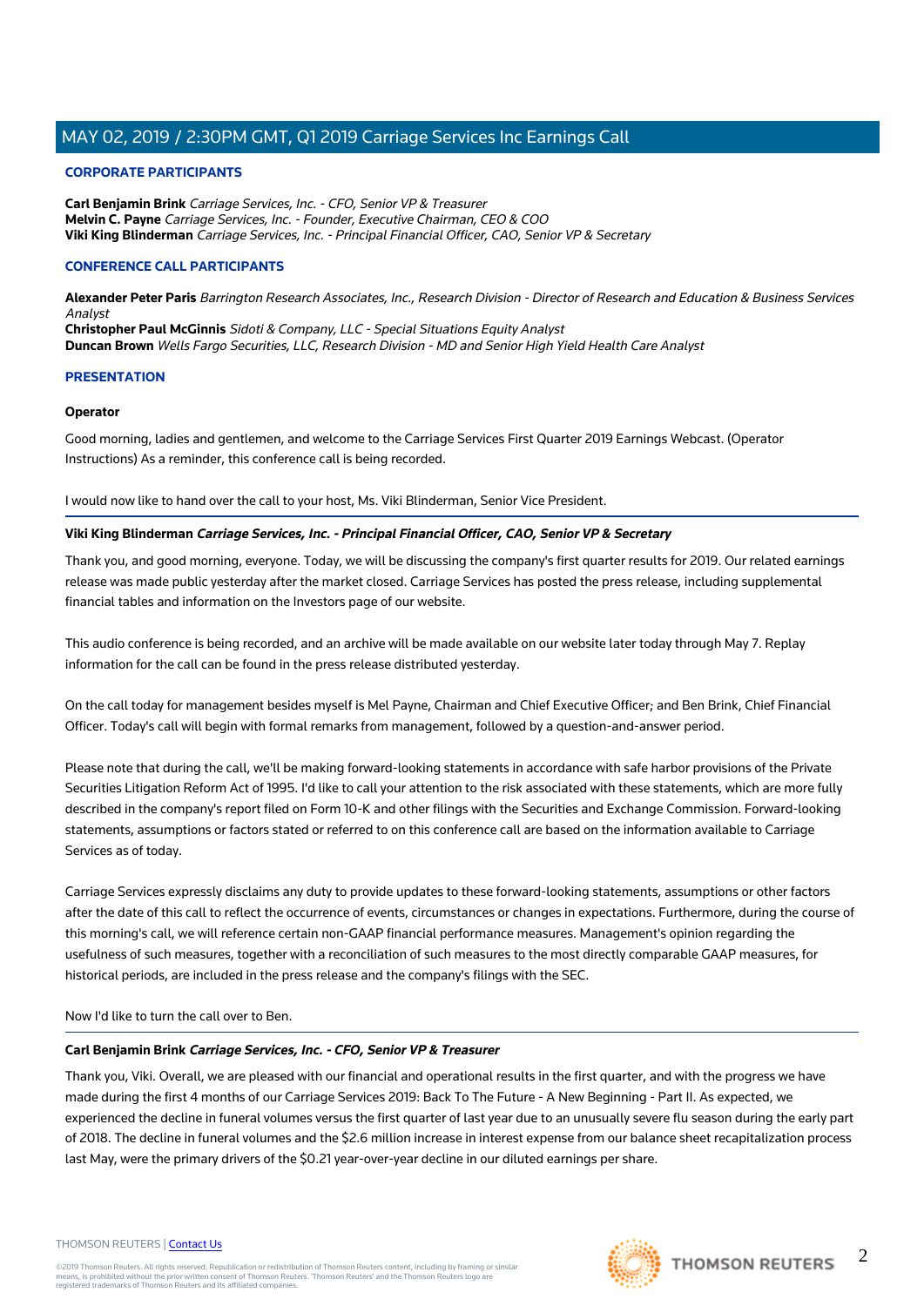## CORPORATE PARTICIPANTS

**Carl Benjamin Brink** *Carriage Services, Inc. - CFO, Senior VP & Treasurer*
**Melvin C. Payne** *Carriage Services, Inc. - Founder, Executive Chairman, CEO & COO*
**Viki King Blinderman** *Carriage Services, Inc. - Principal Financial Officer, CAO, Senior VP & Secretary*

## CONFERENCE CALL PARTICIPANTS

**Alexander Peter Paris** *Barrington Research Associates, Inc., Research Division - Director of Research and Education & Business Services Analyst*
**Christopher Paul McGinnis** *Sidoti & Company, LLC - Special Situations Equity Analyst*
**Duncan Brown** *Wells Fargo Securities, LLC, Research Division - MD and Senior High Yield Health Care Analyst*

## PRESENTATION

**Operator**

Good morning, ladies and gentlemen, and welcome to the Carriage Services First Quarter 2019 Earnings Webcast. (Operator Instructions) As a reminder, this conference call is being recorded.

I would now like to hand over the call to your host, Ms. Viki Blinderman, Senior Vice President.

**Viki King Blinderman** ***Carriage Services, Inc. - Principal Financial Officer, CAO, Senior VP & Secretary***

Thank you, and good morning, everyone. Today, we will be discussing the company's first quarter results for 2019. Our related earnings release was made public yesterday after the market closed. Carriage Services has posted the press release, including supplemental financial tables and information on the Investors page of our website.

This audio conference is being recorded, and an archive will be made available on our website later today through May 7. Replay information for the call can be found in the press release distributed yesterday.

On the call today for management besides myself is Mel Payne, Chairman and Chief Executive Officer; and Ben Brink, Chief Financial Officer. Today's call will begin with formal remarks from management, followed by a question-and-answer period.

Please note that during the call, we'll be making forward-looking statements in accordance with safe harbor provisions of the Private Securities Litigation Reform Act of 1995. I'd like to call your attention to the risk associated with these statements, which are more fully described in the company's report filed on Form 10-K and other filings with the Securities and Exchange Commission. Forward-looking statements, assumptions or factors stated or referred to on this conference call are based on the information available to Carriage Services as of today.

Carriage Services expressly disclaims any duty to provide updates to these forward-looking statements, assumptions or other factors after the date of this call to reflect the occurrence of events, circumstances or changes in expectations. Furthermore, during the course of this morning's call, we will reference certain non-GAAP financial performance measures. Management's opinion regarding the usefulness of such measures, together with a reconciliation of such measures to the most directly comparable GAAP measures, for historical periods, are included in the press release and the company's filings with the SEC.

Now I'd like to turn the call over to Ben.

**Carl Benjamin Brink** ***Carriage Services, Inc. - CFO, Senior VP & Treasurer***

Thank you, Viki. Overall, we are pleased with our financial and operational results in the first quarter, and with the progress we have made during the first 4 months of our Carriage Services 2019: Back To The Future - A New Beginning - Part II. As expected, we experienced the decline in funeral volumes versus the first quarter of last year due to an unusually severe flu season during the early part of 2018. The decline in funeral volumes and the $2.6 million increase in interest expense from our balance sheet recapitalization process last May, were the primary drivers of the $0.21 year-over-year decline in our diluted earnings per share.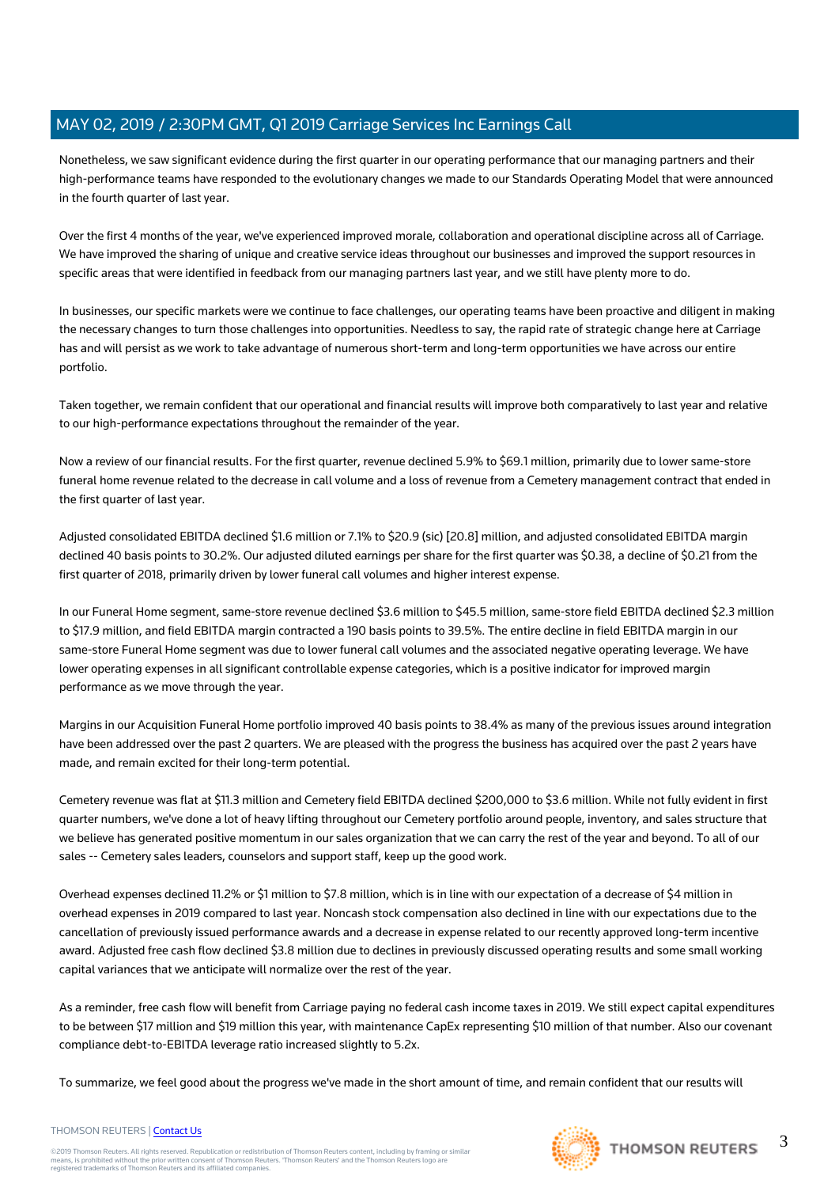Nonetheless, we saw significant evidence during the first quarter in our operating performance that our managing partners and their high-performance teams have responded to the evolutionary changes we made to our Standards Operating Model that were announced in the fourth quarter of last year.

Over the first 4 months of the year, we've experienced improved morale, collaboration and operational discipline across all of Carriage. We have improved the sharing of unique and creative service ideas throughout our businesses and improved the support resources in specific areas that were identified in feedback from our managing partners last year, and we still have plenty more to do.

In businesses, our specific markets were we continue to face challenges, our operating teams have been proactive and diligent in making the necessary changes to turn those challenges into opportunities. Needless to say, the rapid rate of strategic change here at Carriage has and will persist as we work to take advantage of numerous short-term and long-term opportunities we have across our entire portfolio.

Taken together, we remain confident that our operational and financial results will improve both comparatively to last year and relative to our high-performance expectations throughout the remainder of the year.

Now a review of our financial results. For the first quarter, revenue declined 5.9% to $69.1 million, primarily due to lower same-store funeral home revenue related to the decrease in call volume and a loss of revenue from a Cemetery management contract that ended in the first quarter of last year.

Adjusted consolidated EBITDA declined $1.6 million or 7.1% to $20.9 (sic) [20.8] million, and adjusted consolidated EBITDA margin declined 40 basis points to 30.2%. Our adjusted diluted earnings per share for the first quarter was $0.38, a decline of $0.21 from the first quarter of 2018, primarily driven by lower funeral call volumes and higher interest expense.

In our Funeral Home segment, same-store revenue declined $3.6 million to $45.5 million, same-store field EBITDA declined $2.3 million to $17.9 million, and field EBITDA margin contracted a 190 basis points to 39.5%. The entire decline in field EBITDA margin in our same-store Funeral Home segment was due to lower funeral call volumes and the associated negative operating leverage. We have lower operating expenses in all significant controllable expense categories, which is a positive indicator for improved margin performance as we move through the year.

Margins in our Acquisition Funeral Home portfolio improved 40 basis points to 38.4% as many of the previous issues around integration have been addressed over the past 2 quarters. We are pleased with the progress the business has acquired over the past 2 years have made, and remain excited for their long-term potential.

Cemetery revenue was flat at $11.3 million and Cemetery field EBITDA declined $200,000 to $3.6 million. While not fully evident in first quarter numbers, we've done a lot of heavy lifting throughout our Cemetery portfolio around people, inventory, and sales structure that we believe has generated positive momentum in our sales organization that we can carry the rest of the year and beyond. To all of our sales -- Cemetery sales leaders, counselors and support staff, keep up the good work.

Overhead expenses declined 11.2% or $1 million to $7.8 million, which is in line with our expectation of a decrease of $4 million in overhead expenses in 2019 compared to last year. Noncash stock compensation also declined in line with our expectations due to the cancellation of previously issued performance awards and a decrease in expense related to our recently approved long-term incentive award. Adjusted free cash flow declined $3.8 million due to declines in previously discussed operating results and some small working capital variances that we anticipate will normalize over the rest of the year.

As a reminder, free cash flow will benefit from Carriage paying no federal cash income taxes in 2019. We still expect capital expenditures to be between $17 million and $19 million this year, with maintenance CapEx representing $10 million of that number. Also our covenant compliance debt-to-EBITDA leverage ratio increased slightly to 5.2x.

To summarize, we feel good about the progress we've made in the short amount of time, and remain confident that our results will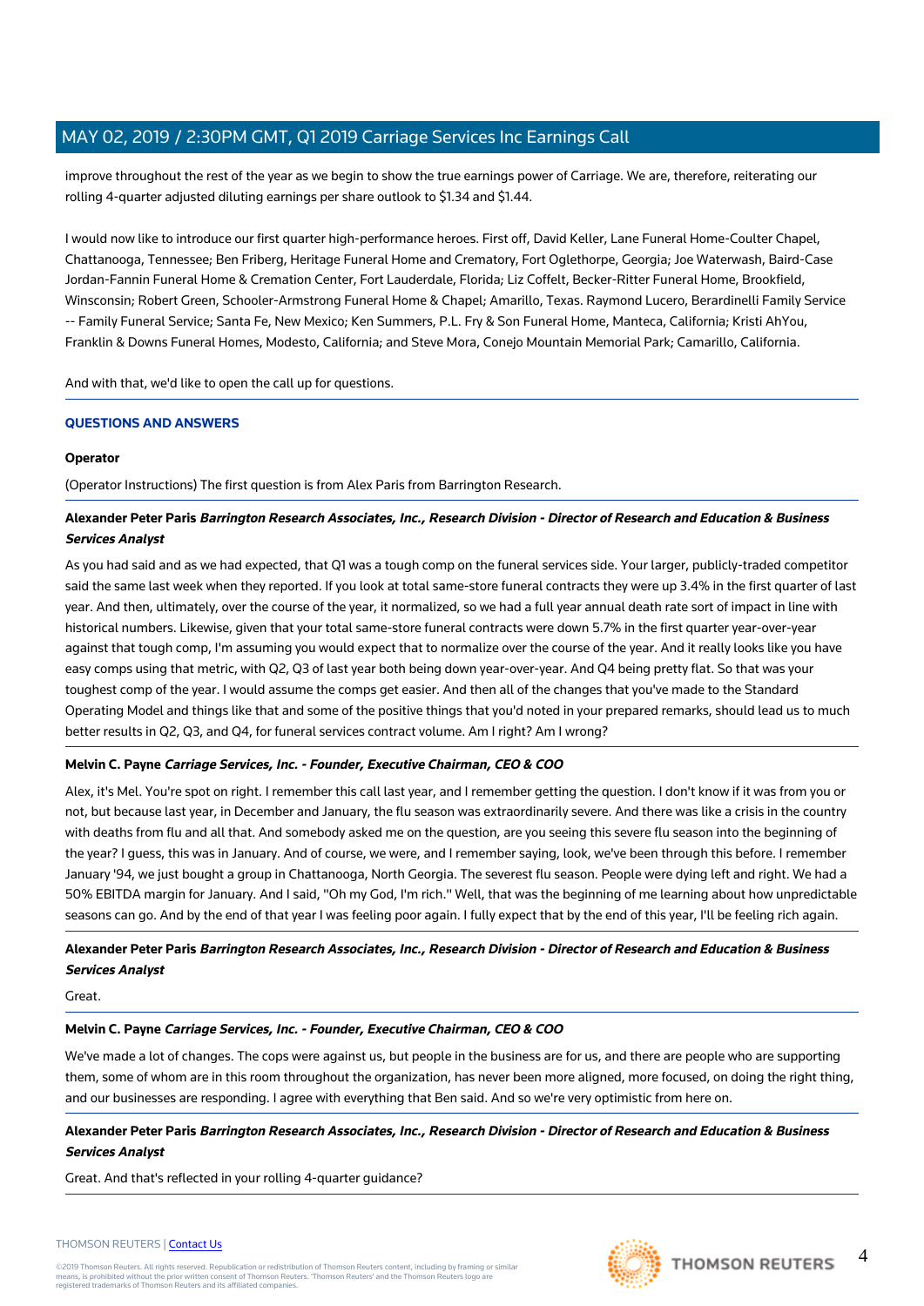improve throughout the rest of the year as we begin to show the true earnings power of Carriage. We are, therefore, reiterating our rolling 4-quarter adjusted diluting earnings per share outlook to $1.34 and $1.44.

I would now like to introduce our first quarter high-performance heroes. First off, David Keller, Lane Funeral Home-Coulter Chapel, Chattanooga, Tennessee; Ben Friberg, Heritage Funeral Home and Crematory, Fort Oglethorpe, Georgia; Joe Waterwash, Baird-Case Jordan-Fannin Funeral Home & Cremation Center, Fort Lauderdale, Florida; Liz Coffelt, Becker-Ritter Funeral Home, Brookfield, Winsconsin; Robert Green, Schooler-Armstrong Funeral Home & Chapel; Amarillo, Texas. Raymond Lucero, Berardinelli Family Service -- Family Funeral Service; Santa Fe, New Mexico; Ken Summers, P.L. Fry & Son Funeral Home, Manteca, California; Kristi AhYou, Franklin & Downs Funeral Homes, Modesto, California; and Steve Mora, Conejo Mountain Memorial Park; Camarillo, California.

And with that, we'd like to open the call up for questions.

## QUESTIONS AND ANSWERS

**Operator**

(Operator Instructions) The first question is from Alex Paris from Barrington Research.

**Alexander Peter Paris** ***Barrington Research Associates, Inc., Research Division - Director of Research and Education & Business Services Analyst***

As you had said and as we had expected, that Q1 was a tough comp on the funeral services side. Your larger, publicly-traded competitor said the same last week when they reported. If you look at total same-store funeral contracts they were up 3.4% in the first quarter of last year. And then, ultimately, over the course of the year, it normalized, so we had a full year annual death rate sort of impact in line with historical numbers. Likewise, given that your total same-store funeral contracts were down 5.7% in the first quarter year-over-year against that tough comp, I'm assuming you would expect that to normalize over the course of the year. And it really looks like you have easy comps using that metric, with Q2, Q3 of last year both being down year-over-year. And Q4 being pretty flat. So that was your toughest comp of the year. I would assume the comps get easier. And then all of the changes that you've made to the Standard Operating Model and things like that and some of the positive things that you'd noted in your prepared remarks, should lead us to much better results in Q2, Q3, and Q4, for funeral services contract volume. Am I right? Am I wrong?

**Melvin C. Payne** ***Carriage Services, Inc. - Founder, Executive Chairman, CEO & COO***

Alex, it's Mel. You're spot on right. I remember this call last year, and I remember getting the question. I don't know if it was from you or not, but because last year, in December and January, the flu season was extraordinarily severe. And there was like a crisis in the country with deaths from flu and all that. And somebody asked me on the question, are you seeing this severe flu season into the beginning of the year? I guess, this was in January. And of course, we were, and I remember saying, look, we've been through this before. I remember January '94, we just bought a group in Chattanooga, North Georgia. The severest flu season. People were dying left and right. We had a 50% EBITDA margin for January. And I said, "Oh my God, I'm rich." Well, that was the beginning of me learning about how unpredictable seasons can go. And by the end of that year I was feeling poor again. I fully expect that by the end of this year, I'll be feeling rich again.

**Alexander Peter Paris** ***Barrington Research Associates, Inc., Research Division - Director of Research and Education & Business Services Analyst***

Great.

**Melvin C. Payne** ***Carriage Services, Inc. - Founder, Executive Chairman, CEO & COO***

We've made a lot of changes. The cops were against us, but people in the business are for us, and there are people who are supporting them, some of whom are in this room throughout the organization, has never been more aligned, more focused, on doing the right thing, and our businesses are responding. I agree with everything that Ben said. And so we're very optimistic from here on.

**Alexander Peter Paris** ***Barrington Research Associates, Inc., Research Division - Director of Research and Education & Business Services Analyst***

Great. And that's reflected in your rolling 4-quarter guidance?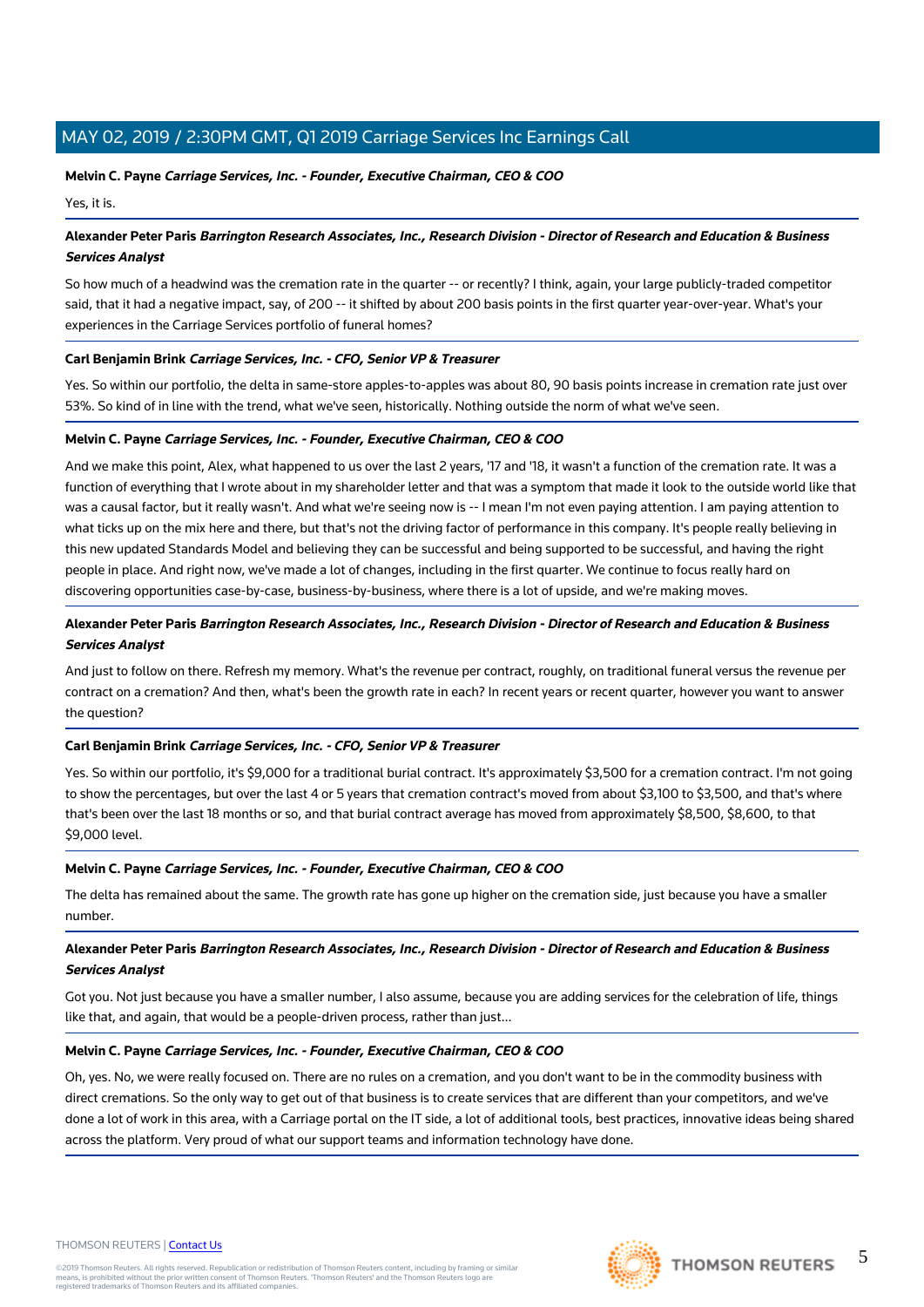**Melvin C. Payne** ***Carriage Services, Inc. - Founder, Executive Chairman, CEO & COO***

Yes, it is.

---

**Alexander Peter Paris** ***Barrington Research Associates, Inc., Research Division - Director of Research and Education & Business Services Analyst***

So how much of a headwind was the cremation rate in the quarter -- or recently? I think, again, your large publicly-traded competitor said, that it had a negative impact, say, of 200 -- it shifted by about 200 basis points in the first quarter year-over-year. What's your experiences in the Carriage Services portfolio of funeral homes?

---

**Carl Benjamin Brink** ***Carriage Services, Inc. - CFO, Senior VP & Treasurer***

Yes. So within our portfolio, the delta in same-store apples-to-apples was about 80, 90 basis points increase in cremation rate just over 53%. So kind of in line with the trend, what we've seen, historically. Nothing outside the norm of what we've seen.

---

**Melvin C. Payne** ***Carriage Services, Inc. - Founder, Executive Chairman, CEO & COO***

And we make this point, Alex, what happened to us over the last 2 years, '17 and '18, it wasn't a function of the cremation rate. It was a function of everything that I wrote about in my shareholder letter and that was a symptom that made it look to the outside world like that was a causal factor, but it really wasn't. And what we're seeing now is -- I mean I'm not even paying attention. I am paying attention to what ticks up on the mix here and there, but that's not the driving factor of performance in this company. It's people really believing in this new updated Standards Model and believing they can be successful and being supported to be successful, and having the right people in place. And right now, we've made a lot of changes, including in the first quarter. We continue to focus really hard on discovering opportunities case-by-case, business-by-business, where there is a lot of upside, and we're making moves.

---

**Alexander Peter Paris** ***Barrington Research Associates, Inc., Research Division - Director of Research and Education & Business Services Analyst***

And just to follow on there. Refresh my memory. What's the revenue per contract, roughly, on traditional funeral versus the revenue per contract on a cremation? And then, what's been the growth rate in each? In recent years or recent quarter, however you want to answer the question?

---

**Carl Benjamin Brink** ***Carriage Services, Inc. - CFO, Senior VP & Treasurer***

Yes. So within our portfolio, it's $9,000 for a traditional burial contract. It's approximately $3,500 for a cremation contract. I'm not going to show the percentages, but over the last 4 or 5 years that cremation contract's moved from about $3,100 to $3,500, and that's where that's been over the last 18 months or so, and that burial contract average has moved from approximately $8,500, $8,600, to that $9,000 level.

---

**Melvin C. Payne** ***Carriage Services, Inc. - Founder, Executive Chairman, CEO & COO***

The delta has remained about the same. The growth rate has gone up higher on the cremation side, just because you have a smaller number.

---

**Alexander Peter Paris** ***Barrington Research Associates, Inc., Research Division - Director of Research and Education & Business Services Analyst***

Got you. Not just because you have a smaller number, I also assume, because you are adding services for the celebration of life, things like that, and again, that would be a people-driven process, rather than just...

---

**Melvin C. Payne** ***Carriage Services, Inc. - Founder, Executive Chairman, CEO & COO***

Oh, yes. No, we were really focused on. There are no rules on a cremation, and you don't want to be in the commodity business with direct cremations. So the only way to get out of that business is to create services that are different than your competitors, and we've done a lot of work in this area, with a Carriage portal on the IT side, a lot of additional tools, best practices, innovative ideas being shared across the platform. Very proud of what our support teams and information technology have done.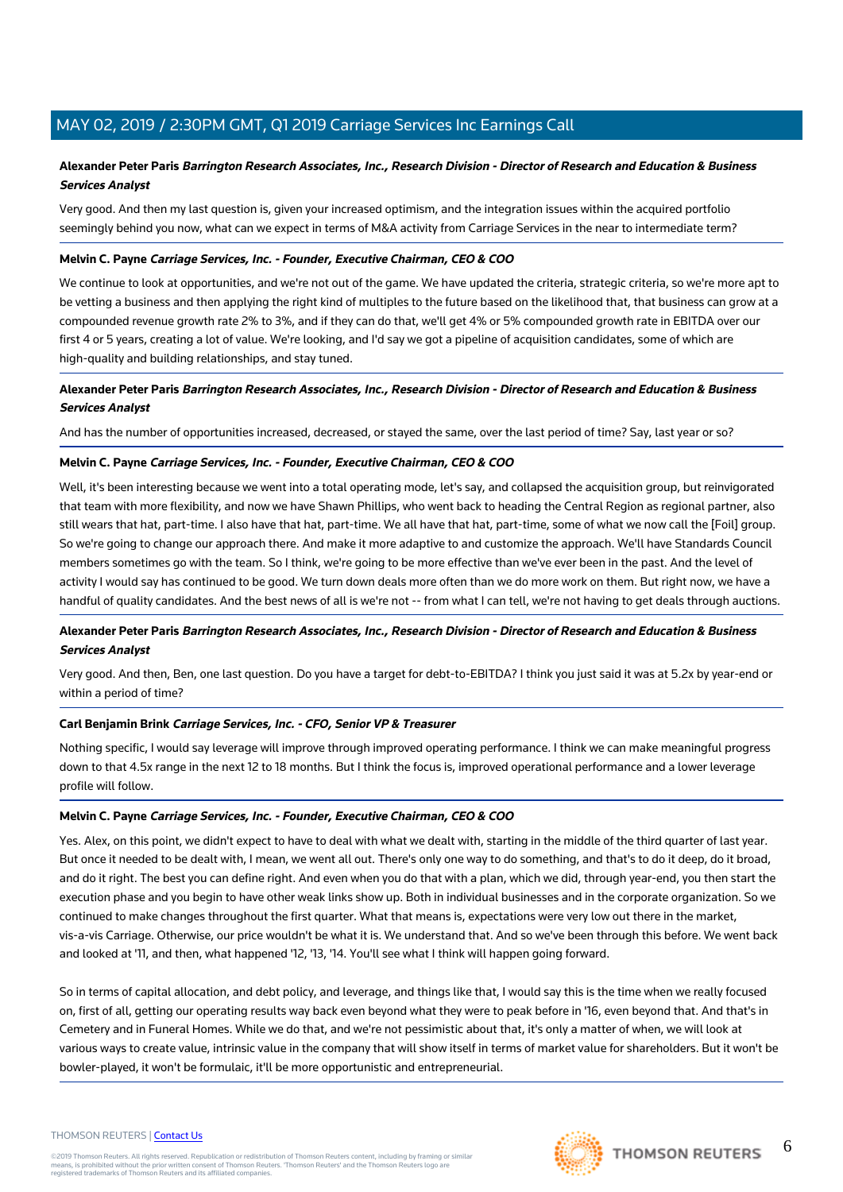**Alexander Peter Paris** ***Barrington Research Associates, Inc., Research Division - Director of Research and Education & Business Services Analyst***

Very good. And then my last question is, given your increased optimism, and the integration issues within the acquired portfolio seemingly behind you now, what can we expect in terms of M&A activity from Carriage Services in the near to intermediate term?

**Melvin C. Payne** ***Carriage Services, Inc. - Founder, Executive Chairman, CEO & COO***

We continue to look at opportunities, and we're not out of the game. We have updated the criteria, strategic criteria, so we're more apt to be vetting a business and then applying the right kind of multiples to the future based on the likelihood that, that business can grow at a compounded revenue growth rate 2% to 3%, and if they can do that, we'll get 4% or 5% compounded growth rate in EBITDA over our first 4 or 5 years, creating a lot of value. We're looking, and I'd say we got a pipeline of acquisition candidates, some of which are high-quality and building relationships, and stay tuned.

**Alexander Peter Paris** ***Barrington Research Associates, Inc., Research Division - Director of Research and Education & Business Services Analyst***

And has the number of opportunities increased, decreased, or stayed the same, over the last period of time? Say, last year or so?

**Melvin C. Payne** ***Carriage Services, Inc. - Founder, Executive Chairman, CEO & COO***

Well, it's been interesting because we went into a total operating mode, let's say, and collapsed the acquisition group, but reinvigorated that team with more flexibility, and now we have Shawn Phillips, who went back to heading the Central Region as regional partner, also still wears that hat, part-time. I also have that hat, part-time. We all have that hat, part-time, some of what we now call the [Foil] group. So we're going to change our approach there. And make it more adaptive to and customize the approach. We'll have Standards Council members sometimes go with the team. So I think, we're going to be more effective than we've ever been in the past. And the level of activity I would say has continued to be good. We turn down deals more often than we do more work on them. But right now, we have a handful of quality candidates. And the best news of all is we're not -- from what I can tell, we're not having to get deals through auctions.

**Alexander Peter Paris** ***Barrington Research Associates, Inc., Research Division - Director of Research and Education & Business Services Analyst***

Very good. And then, Ben, one last question. Do you have a target for debt-to-EBITDA? I think you just said it was at 5.2x by year-end or within a period of time?

**Carl Benjamin Brink** ***Carriage Services, Inc. - CFO, Senior VP & Treasurer***

Nothing specific, I would say leverage will improve through improved operating performance. I think we can make meaningful progress down to that 4.5x range in the next 12 to 18 months. But I think the focus is, improved operational performance and a lower leverage profile will follow.

**Melvin C. Payne** ***Carriage Services, Inc. - Founder, Executive Chairman, CEO & COO***

Yes. Alex, on this point, we didn't expect to have to deal with what we dealt with, starting in the middle of the third quarter of last year. But once it needed to be dealt with, I mean, we went all out. There's only one way to do something, and that's to do it deep, do it broad, and do it right. The best you can define right. And even when you do that with a plan, which we did, through year-end, you then start the execution phase and you begin to have other weak links show up. Both in individual businesses and in the corporate organization. So we continued to make changes throughout the first quarter. What that means is, expectations were very low out there in the market, vis-a-vis Carriage. Otherwise, our price wouldn't be what it is. We understand that. And so we've been through this before. We went back and looked at '11, and then, what happened '12, '13, '14. You'll see what I think will happen going forward.

So in terms of capital allocation, and debt policy, and leverage, and things like that, I would say this is the time when we really focused on, first of all, getting our operating results way back even beyond what they were to peak before in '16, even beyond that. And that's in Cemetery and in Funeral Homes. While we do that, and we're not pessimistic about that, it's only a matter of when, we will look at various ways to create value, intrinsic value in the company that will show itself in terms of market value for shareholders. But it won't be bowler-played, it won't be formulaic, it'll be more opportunistic and entrepreneurial.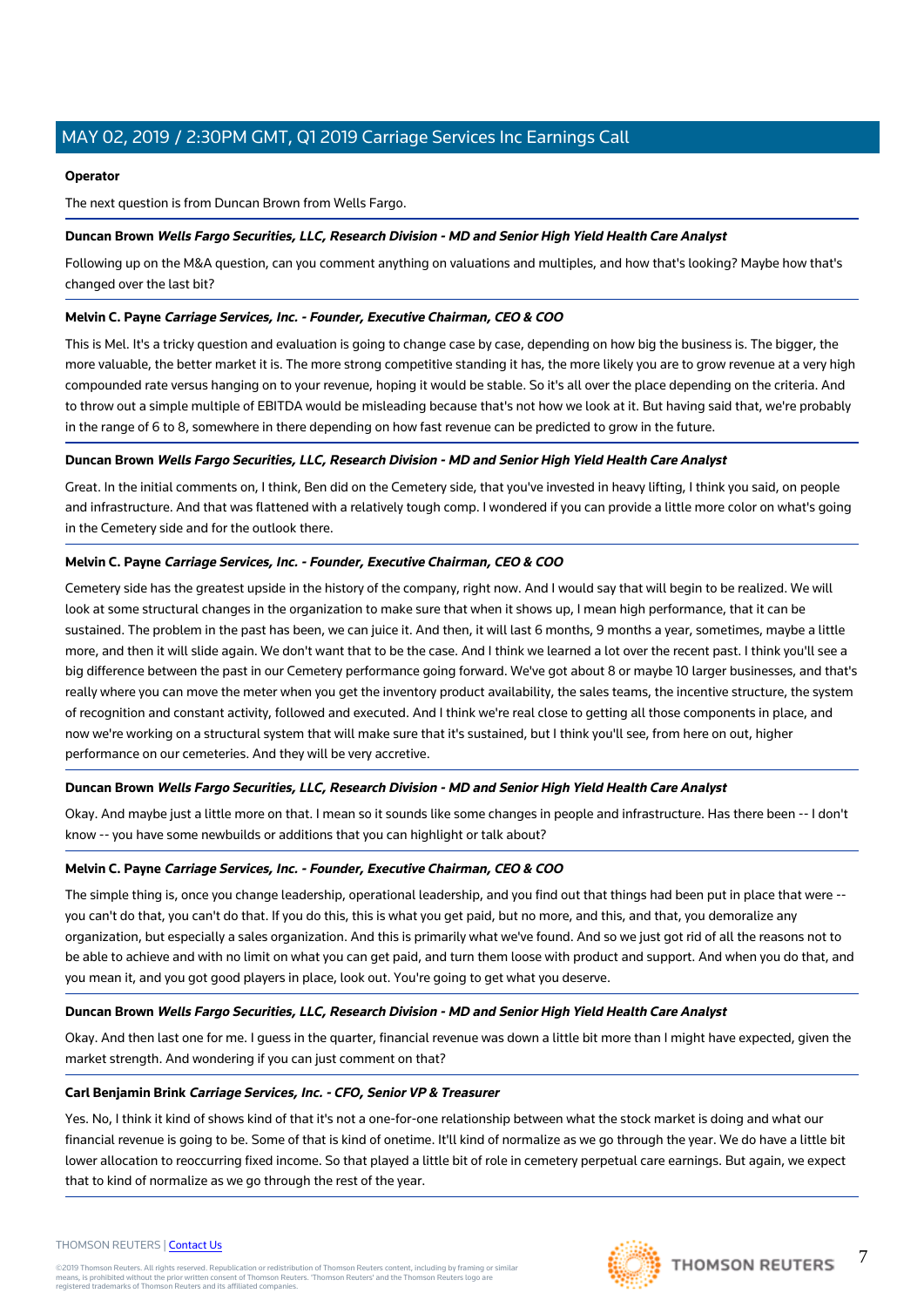**Operator**

The next question is from Duncan Brown from Wells Fargo.

**Duncan Brown** ***Wells Fargo Securities, LLC, Research Division - MD and Senior High Yield Health Care Analyst***

Following up on the M&A question, can you comment anything on valuations and multiples, and how that's looking? Maybe how that's changed over the last bit?

**Melvin C. Payne** ***Carriage Services, Inc. - Founder, Executive Chairman, CEO & COO***

This is Mel. It's a tricky question and evaluation is going to change case by case, depending on how big the business is. The bigger, the more valuable, the better market it is. The more strong competitive standing it has, the more likely you are to grow revenue at a very high compounded rate versus hanging on to your revenue, hoping it would be stable. So it's all over the place depending on the criteria. And to throw out a simple multiple of EBITDA would be misleading because that's not how we look at it. But having said that, we're probably in the range of 6 to 8, somewhere in there depending on how fast revenue can be predicted to grow in the future.

**Duncan Brown** ***Wells Fargo Securities, LLC, Research Division - MD and Senior High Yield Health Care Analyst***

Great. In the initial comments on, I think, Ben did on the Cemetery side, that you've invested in heavy lifting, I think you said, on people and infrastructure. And that was flattened with a relatively tough comp. I wondered if you can provide a little more color on what's going in the Cemetery side and for the outlook there.

**Melvin C. Payne** ***Carriage Services, Inc. - Founder, Executive Chairman, CEO & COO***

Cemetery side has the greatest upside in the history of the company, right now. And I would say that will begin to be realized. We will look at some structural changes in the organization to make sure that when it shows up, I mean high performance, that it can be sustained. The problem in the past has been, we can juice it. And then, it will last 6 months, 9 months a year, sometimes, maybe a little more, and then it will slide again. We don't want that to be the case. And I think we learned a lot over the recent past. I think you'll see a big difference between the past in our Cemetery performance going forward. We've got about 8 or maybe 10 larger businesses, and that's really where you can move the meter when you get the inventory product availability, the sales teams, the incentive structure, the system of recognition and constant activity, followed and executed. And I think we're real close to getting all those components in place, and now we're working on a structural system that will make sure that it's sustained, but I think you'll see, from here on out, higher performance on our cemeteries. And they will be very accretive.

**Duncan Brown** ***Wells Fargo Securities, LLC, Research Division - MD and Senior High Yield Health Care Analyst***

Okay. And maybe just a little more on that. I mean so it sounds like some changes in people and infrastructure. Has there been -- I don't know -- you have some newbuilds or additions that you can highlight or talk about?

**Melvin C. Payne** ***Carriage Services, Inc. - Founder, Executive Chairman, CEO & COO***

The simple thing is, once you change leadership, operational leadership, and you find out that things had been put in place that were -- you can't do that, you can't do that. If you do this, this is what you get paid, but no more, and this, and that, you demoralize any organization, but especially a sales organization. And this is primarily what we've found. And so we just got rid of all the reasons not to be able to achieve and with no limit on what you can get paid, and turn them loose with product and support. And when you do that, and you mean it, and you got good players in place, look out. You're going to get what you deserve.

**Duncan Brown** ***Wells Fargo Securities, LLC, Research Division - MD and Senior High Yield Health Care Analyst***

Okay. And then last one for me. I guess in the quarter, financial revenue was down a little bit more than I might have expected, given the market strength. And wondering if you can just comment on that?

**Carl Benjamin Brink** ***Carriage Services, Inc. - CFO, Senior VP & Treasurer***

Yes. No, I think it kind of shows kind of that it's not a one-for-one relationship between what the stock market is doing and what our financial revenue is going to be. Some of that is kind of onetime. It'll kind of normalize as we go through the year. We do have a little bit lower allocation to reoccurring fixed income. So that played a little bit of role in cemetery perpetual care earnings. But again, we expect that to kind of normalize as we go through the rest of the year.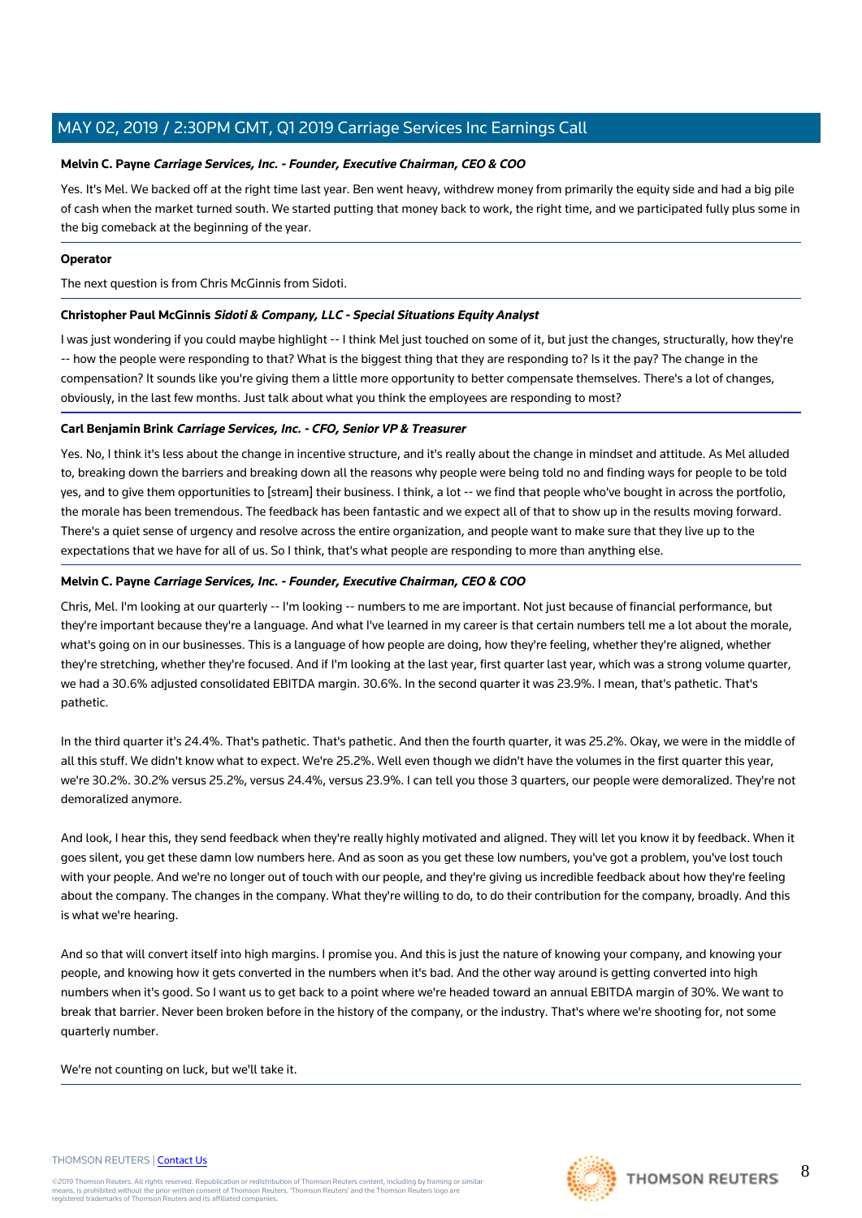**Melvin C. Payne** ***Carriage Services, Inc. - Founder, Executive Chairman, CEO & COO***

Yes. It's Mel. We backed off at the right time last year. Ben went heavy, withdrew money from primarily the equity side and had a big pile of cash when the market turned south. We started putting that money back to work, the right time, and we participated fully plus some in the big comeback at the beginning of the year.

**Operator**

The next question is from Chris McGinnis from Sidoti.

**Christopher Paul McGinnis** ***Sidoti & Company, LLC - Special Situations Equity Analyst***

I was just wondering if you could maybe highlight -- I think Mel just touched on some of it, but just the changes, structurally, how they're -- how the people were responding to that? What is the biggest thing that they are responding to? Is it the pay? The change in the compensation? It sounds like you're giving them a little more opportunity to better compensate themselves. There's a lot of changes, obviously, in the last few months. Just talk about what you think the employees are responding to most?

**Carl Benjamin Brink** ***Carriage Services, Inc. - CFO, Senior VP & Treasurer***

Yes. No, I think it's less about the change in incentive structure, and it's really about the change in mindset and attitude. As Mel alluded to, breaking down the barriers and breaking down all the reasons why people were being told no and finding ways for people to be told yes, and to give them opportunities to [stream] their business. I think, a lot -- we find that people who've bought in across the portfolio, the morale has been tremendous. The feedback has been fantastic and we expect all of that to show up in the results moving forward. There's a quiet sense of urgency and resolve across the entire organization, and people want to make sure that they live up to the expectations that we have for all of us. So I think, that's what people are responding to more than anything else.

**Melvin C. Payne** ***Carriage Services, Inc. - Founder, Executive Chairman, CEO & COO***

Chris, Mel. I'm looking at our quarterly -- I'm looking -- numbers to me are important. Not just because of financial performance, but they're important because they're a language. And what I've learned in my career is that certain numbers tell me a lot about the morale, what's going on in our businesses. This is a language of how people are doing, how they're feeling, whether they're aligned, whether they're stretching, whether they're focused. And if I'm looking at the last year, first quarter last year, which was a strong volume quarter, we had a 30.6% adjusted consolidated EBITDA margin. 30.6%. In the second quarter it was 23.9%. I mean, that's pathetic. That's pathetic.

In the third quarter it's 24.4%. That's pathetic. That's pathetic. And then the fourth quarter, it was 25.2%. Okay, we were in the middle of all this stuff. We didn't know what to expect. We're 25.2%. Well even though we didn't have the volumes in the first quarter this year, we're 30.2%. 30.2% versus 25.2%, versus 24.4%, versus 23.9%. I can tell you those 3 quarters, our people were demoralized. They're not demoralized anymore.

And look, I hear this, they send feedback when they're really highly motivated and aligned. They will let you know it by feedback. When it goes silent, you get these damn low numbers here. And as soon as you get these low numbers, you've got a problem, you've lost touch with your people. And we're no longer out of touch with our people, and they're giving us incredible feedback about how they're feeling about the company. The changes in the company. What they're willing to do, to do their contribution for the company, broadly. And this is what we're hearing.

And so that will convert itself into high margins. I promise you. And this is just the nature of knowing your company, and knowing your people, and knowing how it gets converted in the numbers when it's bad. And the other way around is getting converted into high numbers when it's good. So I want us to get back to a point where we're headed toward an annual EBITDA margin of 30%. We want to break that barrier. Never been broken before in the history of the company, or the industry. That's where we're shooting for, not some quarterly number.

We're not counting on luck, but we'll take it.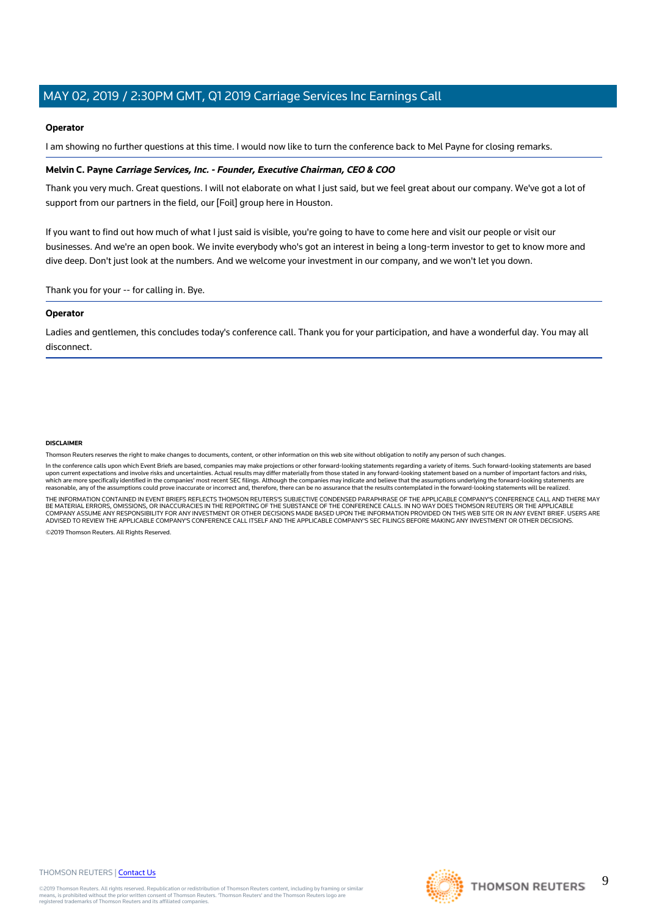**Operator**

I am showing no further questions at this time. I would now like to turn the conference back to Mel Payne for closing remarks.

---

**Melvin C. Payne** ***Carriage Services, Inc. - Founder, Executive Chairman, CEO & COO***

Thank you very much. Great questions. I will not elaborate on what I just said, but we feel great about our company. We've got a lot of support from our partners in the field, our [Foil] group here in Houston.

If you want to find out how much of what I just said is visible, you're going to have to come here and visit our people or visit our businesses. And we're an open book. We invite everybody who's got an interest in being a long-term investor to get to know more and dive deep. Don't just look at the numbers. And we welcome your investment in our company, and we won't let you down.

Thank you for your -- for calling in. Bye.

---

**Operator**

Ladies and gentlemen, this concludes today's conference call. Thank you for your participation, and have a wonderful day. You may all disconnect.

---

**DISCLAIMER**

Thomson Reuters reserves the right to make changes to documents, content, or other information on this web site without obligation to notify any person of such changes.

In the conference calls upon which Event Briefs are based, companies may make projections or other forward-looking statements regarding a variety of items. Such forward-looking statements are based upon current expectations and involve risks and uncertainties. Actual results may differ materially from those stated in any forward-looking statement based on a number of important factors and risks, which are more specifically identified in the companies' most recent SEC filings. Although the companies may indicate and believe that the assumptions underlying the forward-looking statements are reasonable, any of the assumptions could prove inaccurate or incorrect and, therefore, there can be no assurance that the results contemplated in the forward-looking statements will be realized.

THE INFORMATION CONTAINED IN EVENT BRIEFS REFLECTS THOMSON REUTERS'S SUBJECTIVE CONDENSED PARAPHRASE OF THE APPLICABLE COMPANY'S CONFERENCE CALL AND THERE MAY BE MATERIAL ERRORS, OMISSIONS, OR INACCURACIES IN THE REPORTING OF THE SUBSTANCE OF THE CONFERENCE CALLS. IN NO WAY DOES THOMSON REUTERS OR THE APPLICABLE COMPANY ASSUME ANY RESPONSIBILITY FOR ANY INVESTMENT OR OTHER DECISIONS MADE BASED UPON THE INFORMATION PROVIDED ON THIS WEB SITE OR IN ANY EVENT BRIEF. USERS ARE ADVISED TO REVIEW THE APPLICABLE COMPANY'S CONFERENCE CALL ITSELF AND THE APPLICABLE COMPANY'S SEC FILINGS BEFORE MAKING ANY INVESTMENT OR OTHER DECISIONS.

©2019 Thomson Reuters. All Rights Reserved.